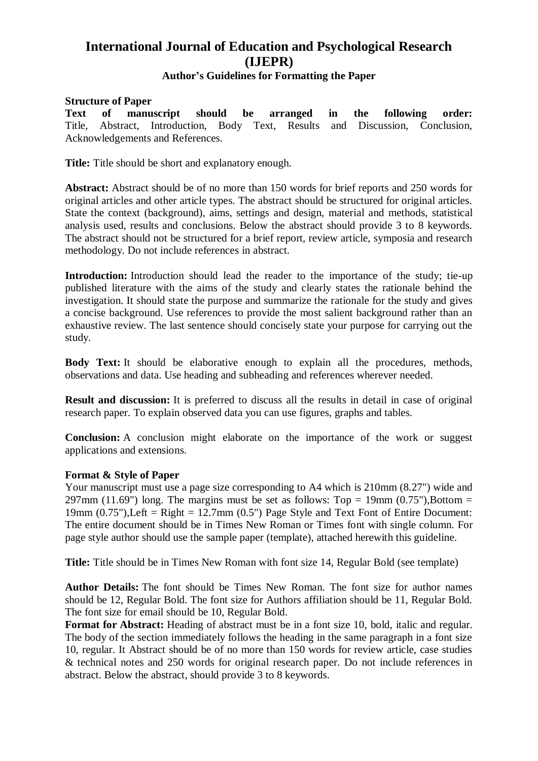# International Journal of Education and Psychological Research (IJEPR)

### Author's Guidelines for Formatting the Paper

## Structure of Paper

**Text of manuscript should be arranged in the following order:**
Title, Abstract, Introduction, Body Text, Results and Discussion, Conclusion, Acknowledgements and References.

**Title:** Title should be short and explanatory enough.

**Abstract:** Abstract should be of no more than 150 words for brief reports and 250 words for original articles and other article types. The abstract should be structured for original articles. State the context (background), aims, settings and design, material and methods, statistical analysis used, results and conclusions. Below the abstract should provide 3 to 8 keywords. The abstract should not be structured for a brief report, review article, symposia and research methodology. Do not include references in abstract.

**Introduction:** Introduction should lead the reader to the importance of the study; tie-up published literature with the aims of the study and clearly states the rationale behind the investigation. It should state the purpose and summarize the rationale for the study and gives a concise background. Use references to provide the most salient background rather than an exhaustive review. The last sentence should concisely state your purpose for carrying out the study.

**Body Text:** It should be elaborative enough to explain all the procedures, methods, observations and data. Use heading and subheading and references wherever needed.

**Result and discussion:** It is preferred to discuss all the results in detail in case of original research paper. To explain observed data you can use figures, graphs and tables.

**Conclusion:** A conclusion might elaborate on the importance of the work or suggest applications and extensions.

## Format & Style of Paper

Your manuscript must use a page size corresponding to A4 which is 210mm (8.27") wide and 297mm (11.69") long. The margins must be set as follows: Top = 19mm (0.75"),Bottom = 19mm (0.75"),Left = Right = 12.7mm (0.5") Page Style and Text Font of Entire Document: The entire document should be in Times New Roman or Times font with single column. For page style author should use the sample paper (template), attached herewith this guideline.

**Title:** Title should be in Times New Roman with font size 14, Regular Bold (see template)

**Author Details:** The font should be Times New Roman. The font size for author names should be 12, Regular Bold. The font size for Authors affiliation should be 11, Regular Bold. The font size for email should be 10, Regular Bold.

**Format for Abstract:** Heading of abstract must be in a font size 10, bold, italic and regular. The body of the section immediately follows the heading in the same paragraph in a font size 10, regular. It Abstract should be of no more than 150 words for review article, case studies & technical notes and 250 words for original research paper. Do not include references in abstract. Below the abstract, should provide 3 to 8 keywords.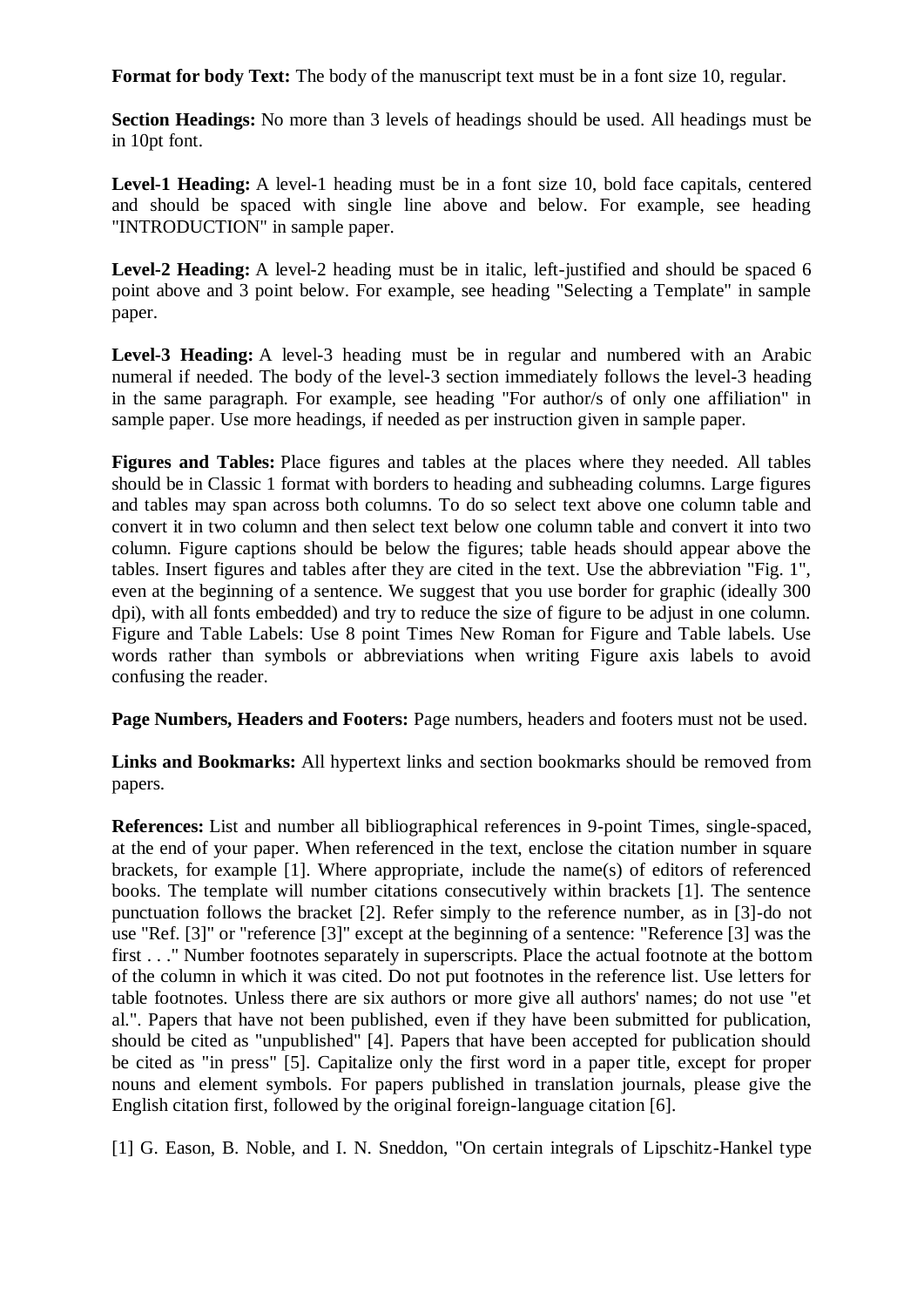**Format for body Text:** The body of the manuscript text must be in a font size 10, regular.

**Section Headings:** No more than 3 levels of headings should be used. All headings must be in 10pt font.

**Level-1 Heading:** A level-1 heading must be in a font size 10, bold face capitals, centered and should be spaced with single line above and below. For example, see heading "INTRODUCTION" in sample paper.

**Level-2 Heading:** A level-2 heading must be in italic, left-justified and should be spaced 6 point above and 3 point below. For example, see heading "Selecting a Template" in sample paper.

**Level-3 Heading:** A level-3 heading must be in regular and numbered with an Arabic numeral if needed. The body of the level-3 section immediately follows the level-3 heading in the same paragraph. For example, see heading "For author/s of only one affiliation" in sample paper. Use more headings, if needed as per instruction given in sample paper.

**Figures and Tables:** Place figures and tables at the places where they needed. All tables should be in Classic 1 format with borders to heading and subheading columns. Large figures and tables may span across both columns. To do so select text above one column table and convert it in two column and then select text below one column table and convert it into two column. Figure captions should be below the figures; table heads should appear above the tables. Insert figures and tables after they are cited in the text. Use the abbreviation "Fig. 1", even at the beginning of a sentence. We suggest that you use border for graphic (ideally 300 dpi), with all fonts embedded) and try to reduce the size of figure to be adjust in one column. Figure and Table Labels: Use 8 point Times New Roman for Figure and Table labels. Use words rather than symbols or abbreviations when writing Figure axis labels to avoid confusing the reader.

**Page Numbers, Headers and Footers:** Page numbers, headers and footers must not be used.

**Links and Bookmarks:** All hypertext links and section bookmarks should be removed from papers.

**References:** List and number all bibliographical references in 9-point Times, single-spaced, at the end of your paper. When referenced in the text, enclose the citation number in square brackets, for example [1]. Where appropriate, include the name(s) of editors of referenced books. The template will number citations consecutively within brackets [1]. The sentence punctuation follows the bracket [2]. Refer simply to the reference number, as in [3]-do not use "Ref. [3]" or "reference [3]" except at the beginning of a sentence: "Reference [3] was the first . . ." Number footnotes separately in superscripts. Place the actual footnote at the bottom of the column in which it was cited. Do not put footnotes in the reference list. Use letters for table footnotes. Unless there are six authors or more give all authors' names; do not use "et al.". Papers that have not been published, even if they have been submitted for publication, should be cited as "unpublished" [4]. Papers that have been accepted for publication should be cited as "in press" [5]. Capitalize only the first word in a paper title, except for proper nouns and element symbols. For papers published in translation journals, please give the English citation first, followed by the original foreign-language citation [6].

[1] G. Eason, B. Noble, and I. N. Sneddon, "On certain integrals of Lipschitz-Hankel type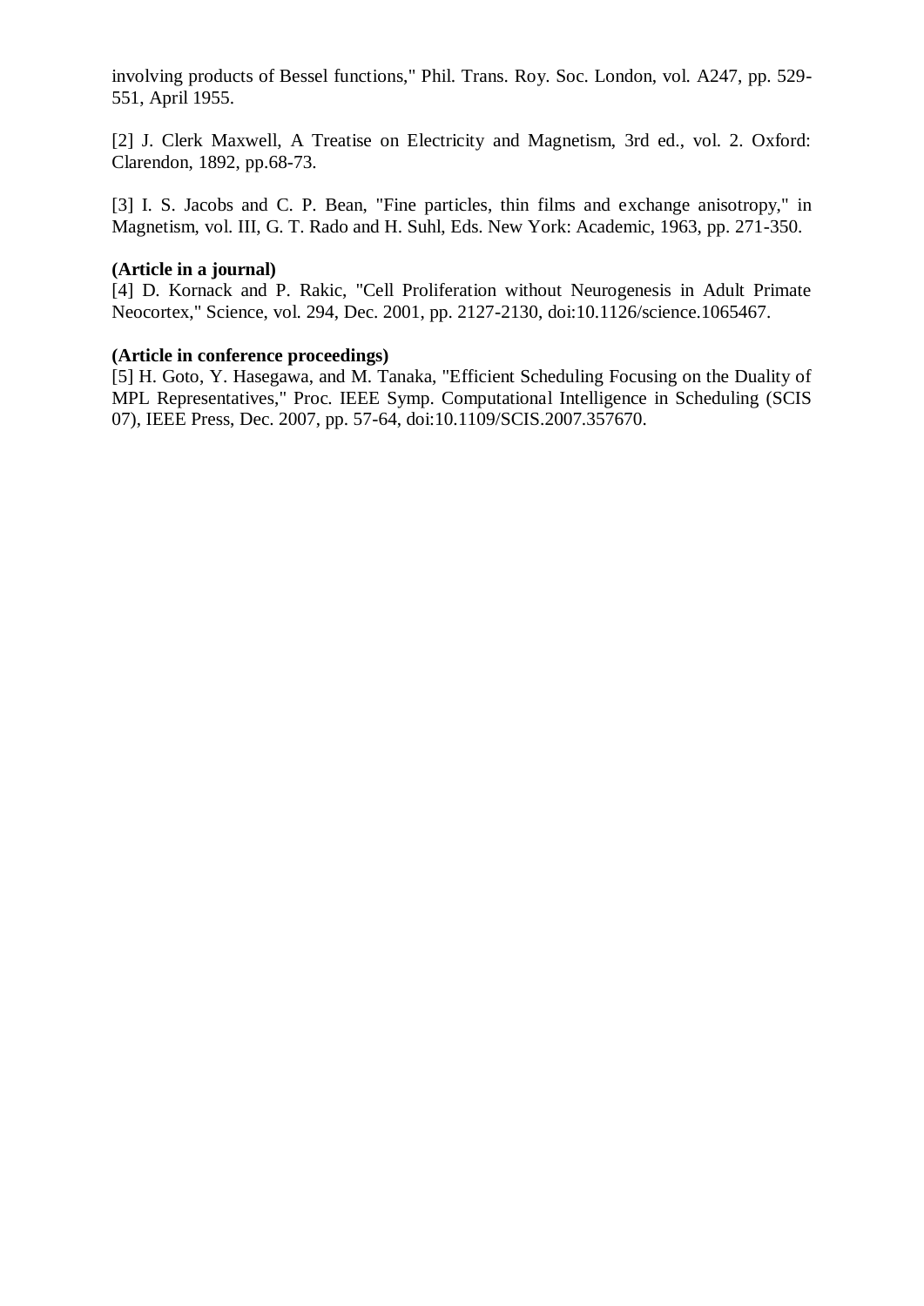involving products of Bessel functions," Phil. Trans. Roy. Soc. London, vol. A247, pp. 529-551, April 1955.

[2] J. Clerk Maxwell, A Treatise on Electricity and Magnetism, 3rd ed., vol. 2. Oxford: Clarendon, 1892, pp.68-73.

[3] I. S. Jacobs and C. P. Bean, "Fine particles, thin films and exchange anisotropy," in Magnetism, vol. III, G. T. Rado and H. Suhl, Eds. New York: Academic, 1963, pp. 271-350.

**(Article in a journal)**
[4] D. Kornack and P. Rakic, "Cell Proliferation without Neurogenesis in Adult Primate Neocortex," Science, vol. 294, Dec. 2001, pp. 2127-2130, doi:10.1126/science.1065467.

**(Article in conference proceedings)**
[5] H. Goto, Y. Hasegawa, and M. Tanaka, "Efficient Scheduling Focusing on the Duality of MPL Representatives," Proc. IEEE Symp. Computational Intelligence in Scheduling (SCIS 07), IEEE Press, Dec. 2007, pp. 57-64, doi:10.1109/SCIS.2007.357670.